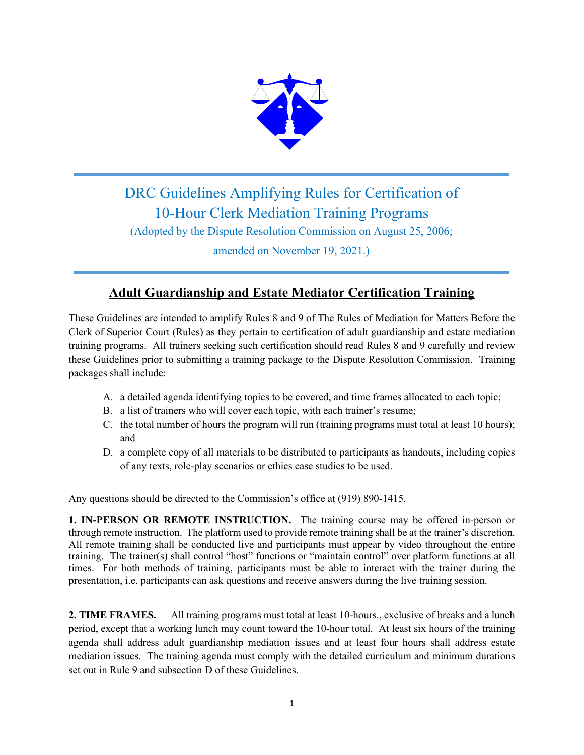# DRC Guidelines Amplifying Rules for Certification of 10-Hour Clerk Mediation Training Programs

(Adopted by the Dispute Resolution Commission on August 25, 2006; amended on November 19, 2021.)

## Adult Guardianship and Estate Mediator Certification Training

These Guidelines are intended to amplify Rules 8 and 9 of The Rules of Mediation for Matters Before the Clerk of Superior Court (Rules) as they pertain to certification of adult guardianship and estate mediation training programs. All trainers seeking such certification should read Rules 8 and 9 carefully and review these Guidelines prior to submitting a training package to the Dispute Resolution Commission. Training packages shall include:

A. a detailed agenda identifying topics to be covered, and time frames allocated to each topic;
B. a list of trainers who will cover each topic, with each trainer's resume;
C. the total number of hours the program will run (training programs must total at least 10 hours); and
D. a complete copy of all materials to be distributed to participants as handouts, including copies of any texts, role-play scenarios or ethics case studies to be used.

Any questions should be directed to the Commission's office at (919) 890-1415.

**1. IN-PERSON OR REMOTE INSTRUCTION.** The training course may be offered in-person or through remote instruction. The platform used to provide remote training shall be at the trainer's discretion. All remote training shall be conducted live and participants must appear by video throughout the entire training. The trainer(s) shall control "host" functions or "maintain control" over platform functions at all times. For both methods of training, participants must be able to interact with the trainer during the presentation, i.e. participants can ask questions and receive answers during the live training session.

**2. TIME FRAMES.** All training programs must total at least 10-hours., exclusive of breaks and a lunch period, except that a working lunch may count toward the 10-hour total. At least six hours of the training agenda shall address adult guardianship mediation issues and at least four hours shall address estate mediation issues. The training agenda must comply with the detailed curriculum and minimum durations set out in Rule 9 and subsection D of these Guidelines.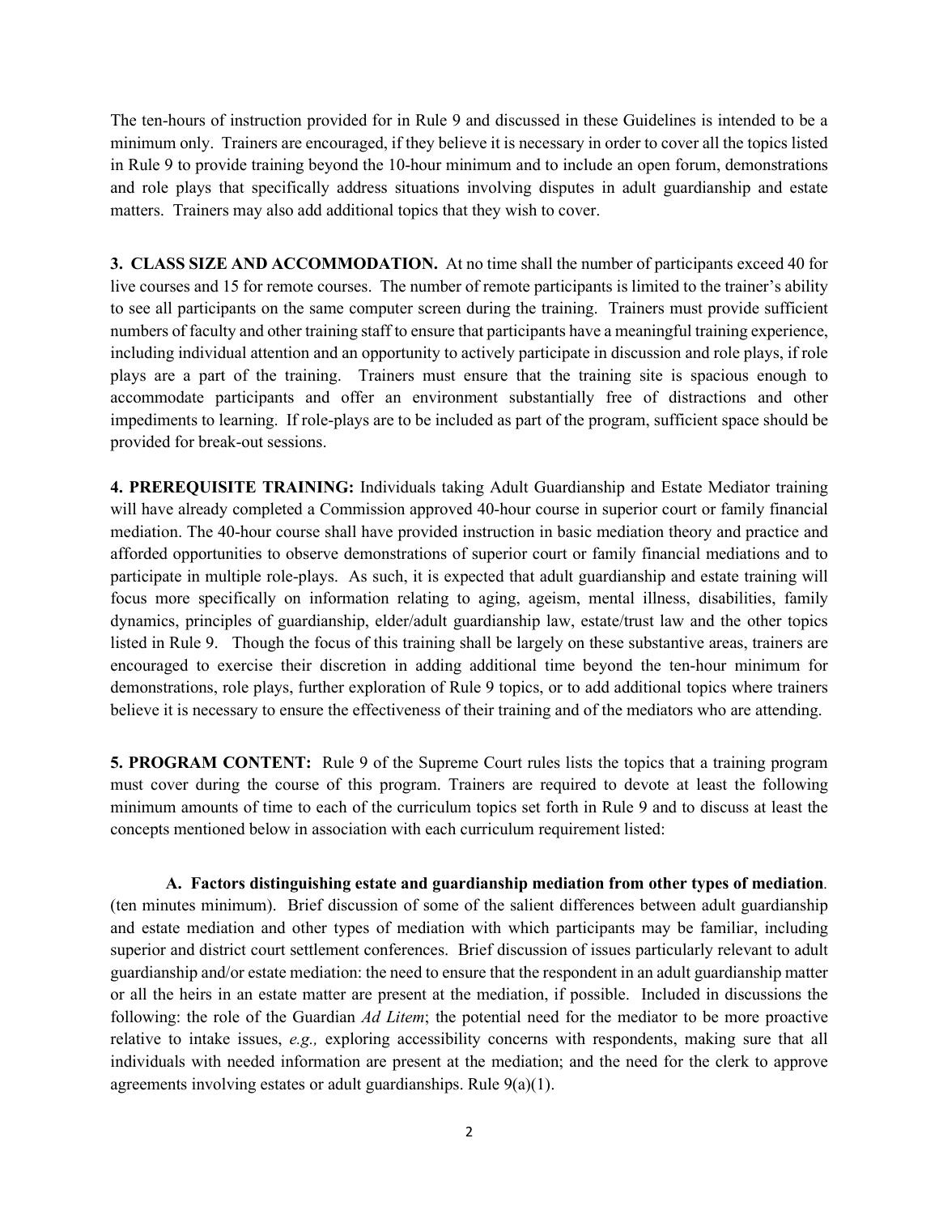The ten-hours of instruction provided for in Rule 9 and discussed in these Guidelines is intended to be a minimum only. Trainers are encouraged, if they believe it is necessary in order to cover all the topics listed in Rule 9 to provide training beyond the 10-hour minimum and to include an open forum, demonstrations and role plays that specifically address situations involving disputes in adult guardianship and estate matters. Trainers may also add additional topics that they wish to cover.

**3. CLASS SIZE AND ACCOMMODATION.** At no time shall the number of participants exceed 40 for live courses and 15 for remote courses. The number of remote participants is limited to the trainer's ability to see all participants on the same computer screen during the training. Trainers must provide sufficient numbers of faculty and other training staff to ensure that participants have a meaningful training experience, including individual attention and an opportunity to actively participate in discussion and role plays, if role plays are a part of the training. Trainers must ensure that the training site is spacious enough to accommodate participants and offer an environment substantially free of distractions and other impediments to learning. If role-plays are to be included as part of the program, sufficient space should be provided for break-out sessions.

**4. PREREQUISITE TRAINING:** Individuals taking Adult Guardianship and Estate Mediator training will have already completed a Commission approved 40-hour course in superior court or family financial mediation. The 40-hour course shall have provided instruction in basic mediation theory and practice and afforded opportunities to observe demonstrations of superior court or family financial mediations and to participate in multiple role-plays. As such, it is expected that adult guardianship and estate training will focus more specifically on information relating to aging, ageism, mental illness, disabilities, family dynamics, principles of guardianship, elder/adult guardianship law, estate/trust law and the other topics listed in Rule 9. Though the focus of this training shall be largely on these substantive areas, trainers are encouraged to exercise their discretion in adding additional time beyond the ten-hour minimum for demonstrations, role plays, further exploration of Rule 9 topics, or to add additional topics where trainers believe it is necessary to ensure the effectiveness of their training and of the mediators who are attending.

**5. PROGRAM CONTENT:** Rule 9 of the Supreme Court rules lists the topics that a training program must cover during the course of this program. Trainers are required to devote at least the following minimum amounts of time to each of the curriculum topics set forth in Rule 9 and to discuss at least the concepts mentioned below in association with each curriculum requirement listed:

**A. Factors distinguishing estate and guardianship mediation from other types of mediation**. (ten minutes minimum). Brief discussion of some of the salient differences between adult guardianship and estate mediation and other types of mediation with which participants may be familiar, including superior and district court settlement conferences. Brief discussion of issues particularly relevant to adult guardianship and/or estate mediation: the need to ensure that the respondent in an adult guardianship matter or all the heirs in an estate matter are present at the mediation, if possible. Included in discussions the following: the role of the Guardian *Ad Litem*; the potential need for the mediator to be more proactive relative to intake issues, *e.g.,* exploring accessibility concerns with respondents, making sure that all individuals with needed information are present at the mediation; and the need for the clerk to approve agreements involving estates or adult guardianships. Rule 9(a)(1).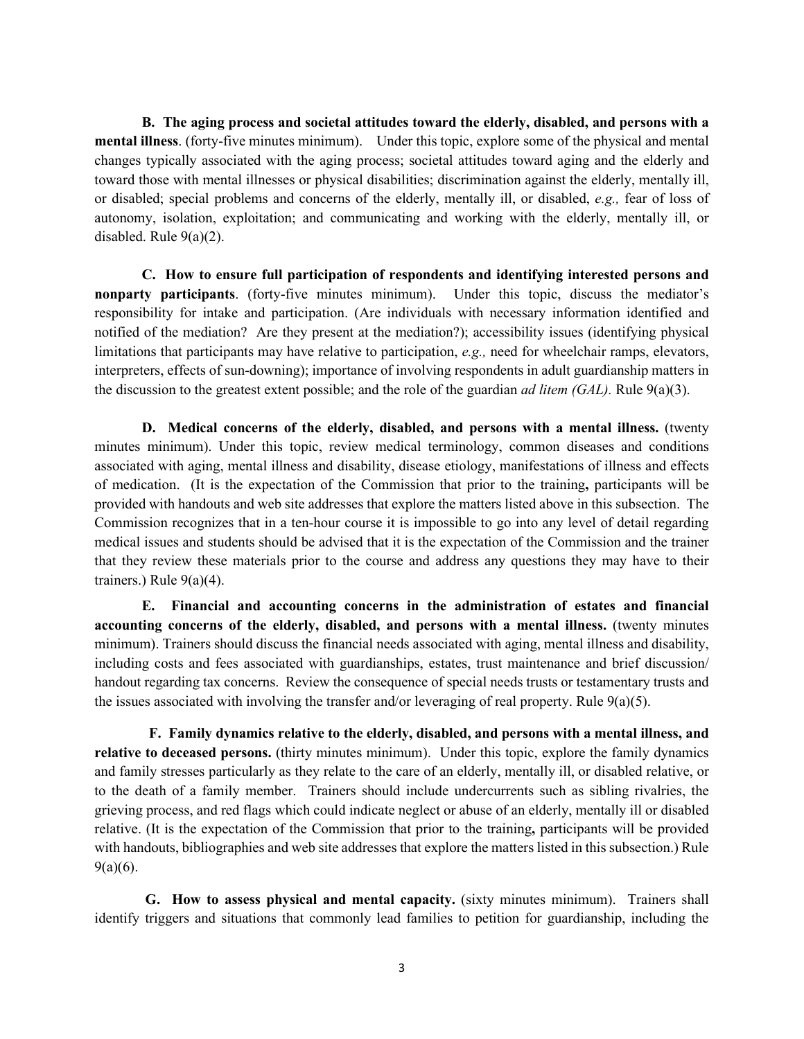**B. The aging process and societal attitudes toward the elderly, disabled, and persons with a mental illness**. (forty-five minutes minimum). Under this topic, explore some of the physical and mental changes typically associated with the aging process; societal attitudes toward aging and the elderly and toward those with mental illnesses or physical disabilities; discrimination against the elderly, mentally ill, or disabled; special problems and concerns of the elderly, mentally ill, or disabled, *e.g.,* fear of loss of autonomy, isolation, exploitation; and communicating and working with the elderly, mentally ill, or disabled. Rule 9(a)(2).

**C. How to ensure full participation of respondents and identifying interested persons and nonparty participants**. (forty-five minutes minimum). Under this topic, discuss the mediator's responsibility for intake and participation. (Are individuals with necessary information identified and notified of the mediation? Are they present at the mediation?); accessibility issues (identifying physical limitations that participants may have relative to participation, *e.g.,* need for wheelchair ramps, elevators, interpreters, effects of sun-downing); importance of involving respondents in adult guardianship matters in the discussion to the greatest extent possible; and the role of the guardian *ad litem (GAL).* Rule 9(a)(3).

**D. Medical concerns of the elderly, disabled, and persons with a mental illness.** (twenty minutes minimum). Under this topic, review medical terminology, common diseases and conditions associated with aging, mental illness and disability, disease etiology, manifestations of illness and effects of medication. (It is the expectation of the Commission that prior to the training**,** participants will be provided with handouts and web site addresses that explore the matters listed above in this subsection. The Commission recognizes that in a ten-hour course it is impossible to go into any level of detail regarding medical issues and students should be advised that it is the expectation of the Commission and the trainer that they review these materials prior to the course and address any questions they may have to their trainers.) Rule 9(a)(4).

**E. Financial and accounting concerns in the administration of estates and financial accounting concerns of the elderly, disabled, and persons with a mental illness.** (twenty minutes minimum). Trainers should discuss the financial needs associated with aging, mental illness and disability, including costs and fees associated with guardianships, estates, trust maintenance and brief discussion/ handout regarding tax concerns. Review the consequence of special needs trusts or testamentary trusts and the issues associated with involving the transfer and/or leveraging of real property. Rule 9(a)(5).

**F. Family dynamics relative to the elderly, disabled, and persons with a mental illness, and relative to deceased persons.** (thirty minutes minimum). Under this topic, explore the family dynamics and family stresses particularly as they relate to the care of an elderly, mentally ill, or disabled relative, or to the death of a family member. Trainers should include undercurrents such as sibling rivalries, the grieving process, and red flags which could indicate neglect or abuse of an elderly, mentally ill or disabled relative. (It is the expectation of the Commission that prior to the training**,** participants will be provided with handouts, bibliographies and web site addresses that explore the matters listed in this subsection.) Rule 9(a)(6).

**G. How to assess physical and mental capacity.** (sixty minutes minimum). Trainers shall identify triggers and situations that commonly lead families to petition for guardianship, including the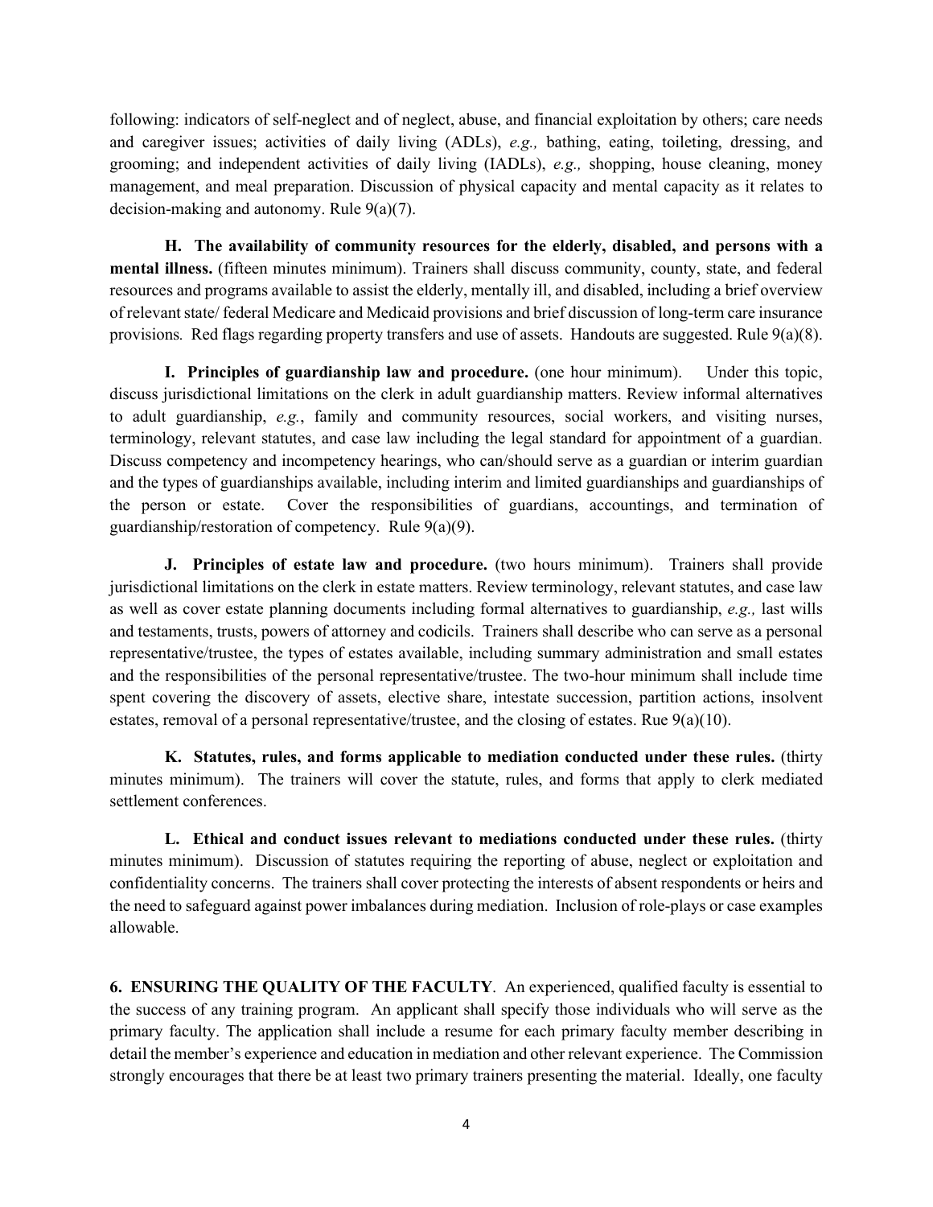following: indicators of self-neglect and of neglect, abuse, and financial exploitation by others; care needs and caregiver issues; activities of daily living (ADLs), *e.g.,* bathing, eating, toileting, dressing, and grooming; and independent activities of daily living (IADLs), *e.g.,* shopping, house cleaning, money management, and meal preparation. Discussion of physical capacity and mental capacity as it relates to decision-making and autonomy. Rule 9(a)(7).

**H. The availability of community resources for the elderly, disabled, and persons with a mental illness.** (fifteen minutes minimum). Trainers shall discuss community, county, state, and federal resources and programs available to assist the elderly, mentally ill, and disabled, including a brief overview of relevant state/ federal Medicare and Medicaid provisions and brief discussion of long-term care insurance provisions. Red flags regarding property transfers and use of assets. Handouts are suggested. Rule 9(a)(8).

**I. Principles of guardianship law and procedure.** (one hour minimum). Under this topic, discuss jurisdictional limitations on the clerk in adult guardianship matters. Review informal alternatives to adult guardianship, *e.g.*, family and community resources, social workers, and visiting nurses, terminology, relevant statutes, and case law including the legal standard for appointment of a guardian. Discuss competency and incompetency hearings, who can/should serve as a guardian or interim guardian and the types of guardianships available, including interim and limited guardianships and guardianships of the person or estate. Cover the responsibilities of guardians, accountings, and termination of guardianship/restoration of competency. Rule 9(a)(9).

**J. Principles of estate law and procedure.** (two hours minimum). Trainers shall provide jurisdictional limitations on the clerk in estate matters. Review terminology, relevant statutes, and case law as well as cover estate planning documents including formal alternatives to guardianship, *e.g.,* last wills and testaments, trusts, powers of attorney and codicils. Trainers shall describe who can serve as a personal representative/trustee, the types of estates available, including summary administration and small estates and the responsibilities of the personal representative/trustee. The two-hour minimum shall include time spent covering the discovery of assets, elective share, intestate succession, partition actions, insolvent estates, removal of a personal representative/trustee, and the closing of estates. Rue 9(a)(10).

**K. Statutes, rules, and forms applicable to mediation conducted under these rules.** (thirty minutes minimum). The trainers will cover the statute, rules, and forms that apply to clerk mediated settlement conferences.

**L. Ethical and conduct issues relevant to mediations conducted under these rules.** (thirty minutes minimum). Discussion of statutes requiring the reporting of abuse, neglect or exploitation and confidentiality concerns. The trainers shall cover protecting the interests of absent respondents or heirs and the need to safeguard against power imbalances during mediation. Inclusion of role-plays or case examples allowable.

**6. ENSURING THE QUALITY OF THE FACULTY**. An experienced, qualified faculty is essential to the success of any training program. An applicant shall specify those individuals who will serve as the primary faculty. The application shall include a resume for each primary faculty member describing in detail the member's experience and education in mediation and other relevant experience. The Commission strongly encourages that there be at least two primary trainers presenting the material. Ideally, one faculty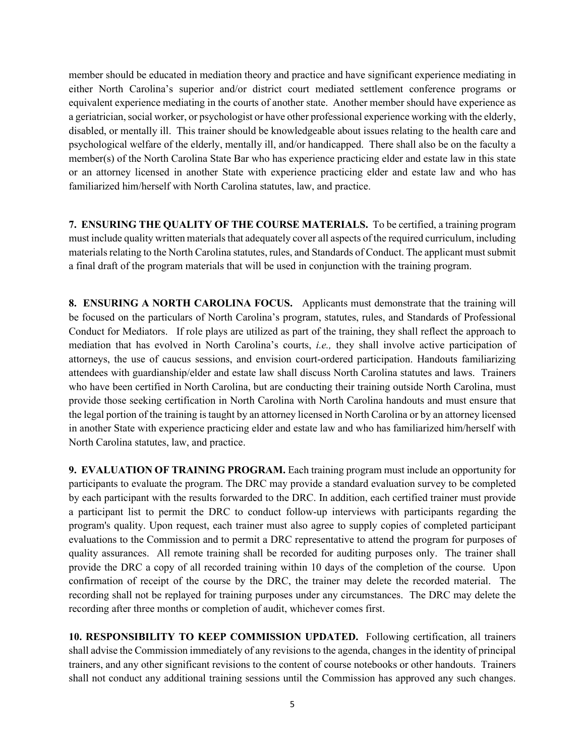member should be educated in mediation theory and practice and have significant experience mediating in either North Carolina's superior and/or district court mediated settlement conference programs or equivalent experience mediating in the courts of another state. Another member should have experience as a geriatrician, social worker, or psychologist or have other professional experience working with the elderly, disabled, or mentally ill. This trainer should be knowledgeable about issues relating to the health care and psychological welfare of the elderly, mentally ill, and/or handicapped. There shall also be on the faculty a member(s) of the North Carolina State Bar who has experience practicing elder and estate law in this state or an attorney licensed in another State with experience practicing elder and estate law and who has familiarized him/herself with North Carolina statutes, law, and practice.

**7. ENSURING THE QUALITY OF THE COURSE MATERIALS.** To be certified, a training program must include quality written materials that adequately cover all aspects of the required curriculum, including materials relating to the North Carolina statutes, rules, and Standards of Conduct. The applicant must submit a final draft of the program materials that will be used in conjunction with the training program.

**8. ENSURING A NORTH CAROLINA FOCUS.** Applicants must demonstrate that the training will be focused on the particulars of North Carolina's program, statutes, rules, and Standards of Professional Conduct for Mediators. If role plays are utilized as part of the training, they shall reflect the approach to mediation that has evolved in North Carolina's courts, *i.e.,* they shall involve active participation of attorneys, the use of caucus sessions, and envision court-ordered participation. Handouts familiarizing attendees with guardianship/elder and estate law shall discuss North Carolina statutes and laws. Trainers who have been certified in North Carolina, but are conducting their training outside North Carolina, must provide those seeking certification in North Carolina with North Carolina handouts and must ensure that the legal portion of the training is taught by an attorney licensed in North Carolina or by an attorney licensed in another State with experience practicing elder and estate law and who has familiarized him/herself with North Carolina statutes, law, and practice.

**9. EVALUATION OF TRAINING PROGRAM.** Each training program must include an opportunity for participants to evaluate the program. The DRC may provide a standard evaluation survey to be completed by each participant with the results forwarded to the DRC. In addition, each certified trainer must provide a participant list to permit the DRC to conduct follow-up interviews with participants regarding the program's quality. Upon request, each trainer must also agree to supply copies of completed participant evaluations to the Commission and to permit a DRC representative to attend the program for purposes of quality assurances. All remote training shall be recorded for auditing purposes only. The trainer shall provide the DRC a copy of all recorded training within 10 days of the completion of the course. Upon confirmation of receipt of the course by the DRC, the trainer may delete the recorded material. The recording shall not be replayed for training purposes under any circumstances. The DRC may delete the recording after three months or completion of audit, whichever comes first.

**10. RESPONSIBILITY TO KEEP COMMISSION UPDATED.** Following certification, all trainers shall advise the Commission immediately of any revisions to the agenda, changes in the identity of principal trainers, and any other significant revisions to the content of course notebooks or other handouts. Trainers shall not conduct any additional training sessions until the Commission has approved any such changes.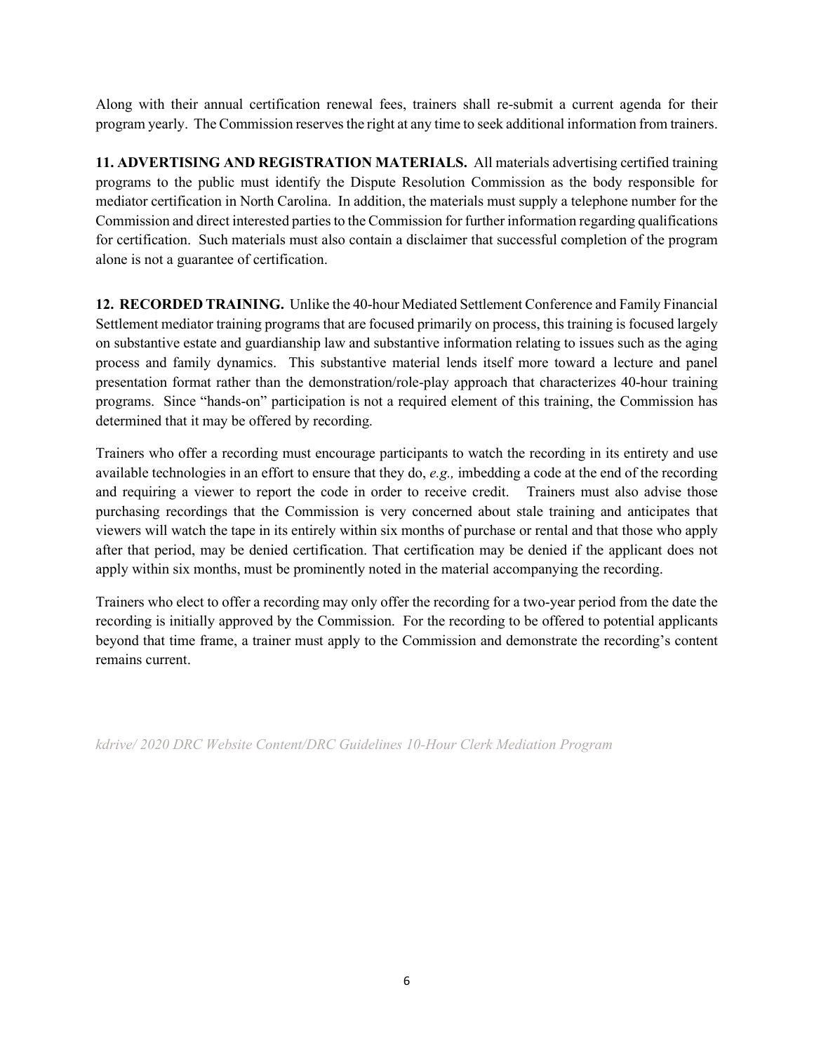Along with their annual certification renewal fees, trainers shall re-submit a current agenda for their program yearly. The Commission reserves the right at any time to seek additional information from trainers.

**11. ADVERTISING AND REGISTRATION MATERIALS.** All materials advertising certified training programs to the public must identify the Dispute Resolution Commission as the body responsible for mediator certification in North Carolina. In addition, the materials must supply a telephone number for the Commission and direct interested parties to the Commission for further information regarding qualifications for certification. Such materials must also contain a disclaimer that successful completion of the program alone is not a guarantee of certification.

**12. RECORDED TRAINING.** Unlike the 40-hour Mediated Settlement Conference and Family Financial Settlement mediator training programs that are focused primarily on process, this training is focused largely on substantive estate and guardianship law and substantive information relating to issues such as the aging process and family dynamics. This substantive material lends itself more toward a lecture and panel presentation format rather than the demonstration/role-play approach that characterizes 40-hour training programs. Since "hands-on" participation is not a required element of this training, the Commission has determined that it may be offered by recording.

Trainers who offer a recording must encourage participants to watch the recording in its entirety and use available technologies in an effort to ensure that they do, *e.g.,* imbedding a code at the end of the recording and requiring a viewer to report the code in order to receive credit. Trainers must also advise those purchasing recordings that the Commission is very concerned about stale training and anticipates that viewers will watch the tape in its entirely within six months of purchase or rental and that those who apply after that period, may be denied certification. That certification may be denied if the applicant does not apply within six months, must be prominently noted in the material accompanying the recording.

Trainers who elect to offer a recording may only offer the recording for a two-year period from the date the recording is initially approved by the Commission. For the recording to be offered to potential applicants beyond that time frame, a trainer must apply to the Commission and demonstrate the recording's content remains current.

*kdrive/ 2020 DRC Website Content/DRC Guidelines 10-Hour Clerk Mediation Program*